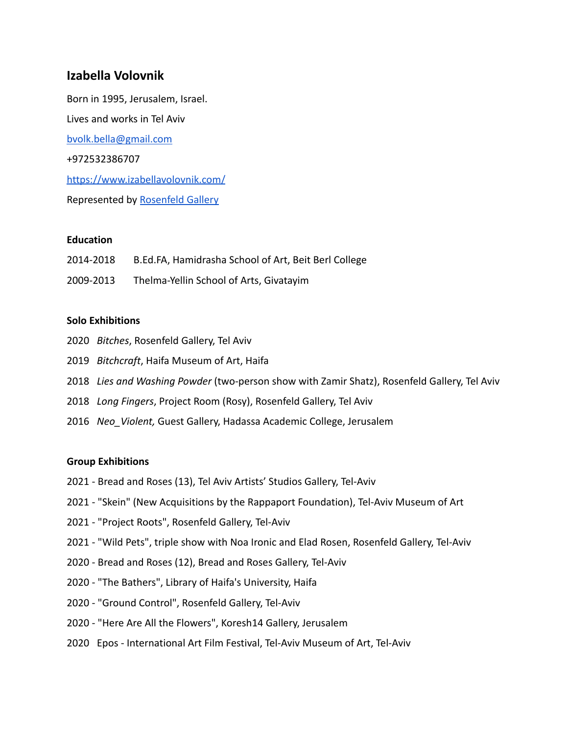# Izabella Volovnik

Born in 1995, Jerusalem, Israel.

Lives and works in Tel Aviv

[bvolk.bella@gmail.com](mailto:bvolk.bella@gmail.com)

+972532386707

[https://www.izabellavolovnik.com/](https://www.izabellavolovnik.com/)

Represented by Rosenfeld Gallery

### Education

2014-2018 B.Ed.FA, Hamidrasha School of Art, Beit Berl College

2009-2013 Thelma-Yellin School of Arts, Givatayim

### Solo Exhibitions

2020 *Bitches*, Rosenfeld Gallery, Tel Aviv

2019 *Bitchcraft*, Haifa Museum of Art, Haifa

2018 *Lies and Washing Powder* (two-person show with Zamir Shatz), Rosenfeld Gallery, Tel Aviv

2018 *Long Fingers*, Project Room (Rosy), Rosenfeld Gallery, Tel Aviv

2016 *Neo_Violent,* Guest Gallery, Hadassa Academic College, Jerusalem

### Group Exhibitions

2021 - Bread and Roses (13), Tel Aviv Artists' Studios Gallery, Tel-Aviv

2021 - "Skein" (New Acquisitions by the Rappaport Foundation), Tel-Aviv Museum of Art

2021 - "Project Roots", Rosenfeld Gallery, Tel-Aviv

2021 - "Wild Pets", triple show with Noa Ironic and Elad Rosen, Rosenfeld Gallery, Tel-Aviv

2020 - Bread and Roses (12), Bread and Roses Gallery, Tel-Aviv

2020 - "The Bathers", Library of Haifa's University, Haifa

2020 - "Ground Control", Rosenfeld Gallery, Tel-Aviv

2020 - "Here Are All the Flowers", Koresh14 Gallery, Jerusalem

2020 Epos - International Art Film Festival, Tel-Aviv Museum of Art, Tel-Aviv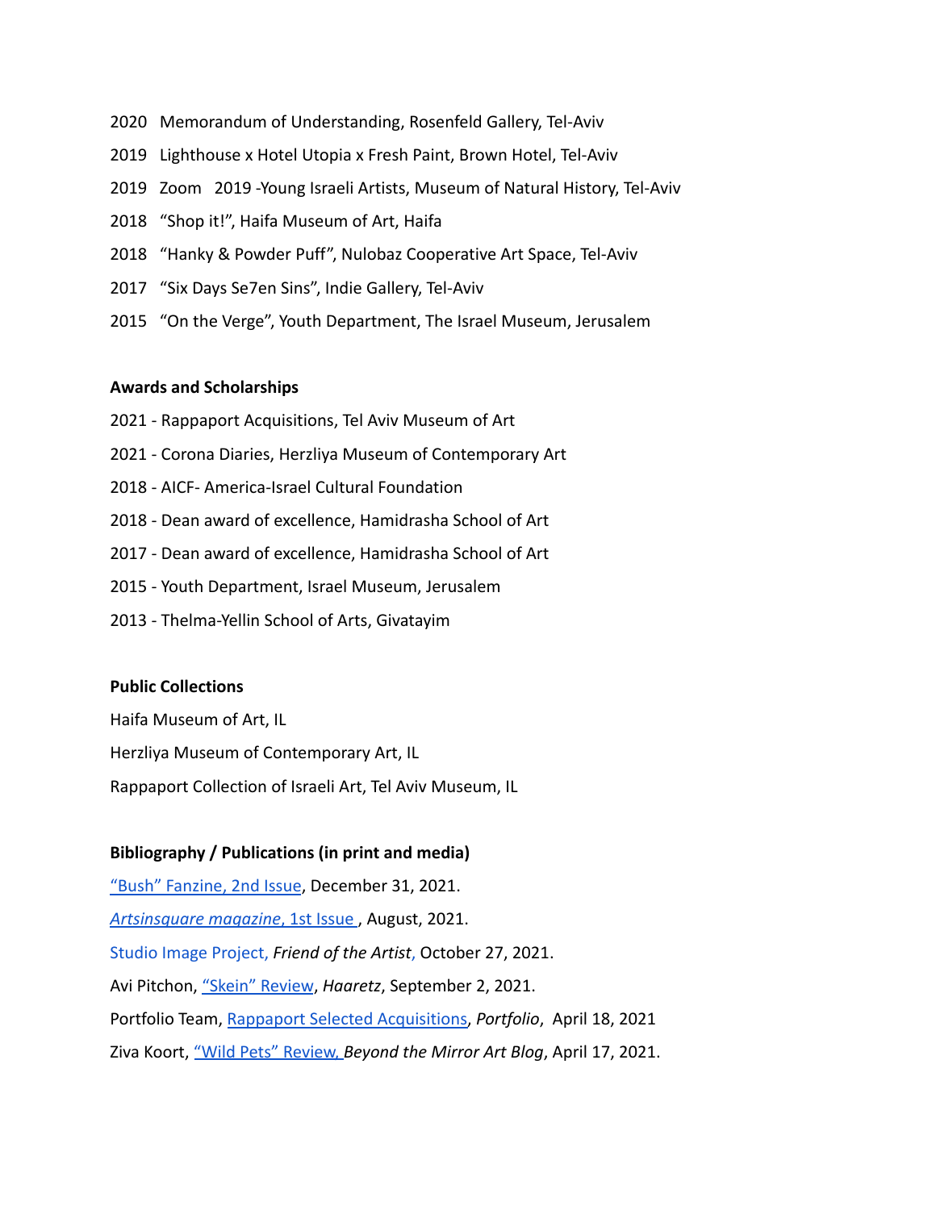2020 Memorandum of Understanding, Rosenfeld Gallery, Tel-Aviv

2019 Lighthouse x Hotel Utopia x Fresh Paint, Brown Hotel, Tel-Aviv

2019 Zoom 2019 -Young Israeli Artists, Museum of Natural History, Tel-Aviv

2018 "Shop it!", Haifa Museum of Art, Haifa

2018 "Hanky & Powder Puff", Nulobaz Cooperative Art Space, Tel-Aviv

2017 "Six Days Se7en Sins", Indie Gallery, Tel-Aviv

2015 "On the Verge", Youth Department, The Israel Museum, Jerusalem

**Awards and Scholarships**

2021 - Rappaport Acquisitions, Tel Aviv Museum of Art

2021 - Corona Diaries, Herzliya Museum of Contemporary Art

2018 - AICF- America-Israel Cultural Foundation

2018 - Dean award of excellence, Hamidrasha School of Art

2017 - Dean award of excellence, Hamidrasha School of Art

2015 - Youth Department, Israel Museum, Jerusalem

2013 - Thelma-Yellin School of Arts, Givatayim

**Public Collections**

Haifa Museum of Art, IL

Herzliya Museum of Contemporary Art, IL

Rappaport Collection of Israeli Art, Tel Aviv Museum, IL

**Bibliography / Publications (in print and media)**

"Bush" Fanzine, 2nd Issue, December 31, 2021.

*Artsinsquare magazine*, 1st Issue , August, 2021.

Studio Image Project, *Friend of the Artist*, October 27, 2021.

Avi Pitchon, "Skein" Review, *Haaretz*, September 2, 2021.

Portfolio Team, Rappaport Selected Acquisitions, *Portfolio*, April 18, 2021

Ziva Koort, "Wild Pets" Review, *Beyond the Mirror Art Blog*, April 17, 2021.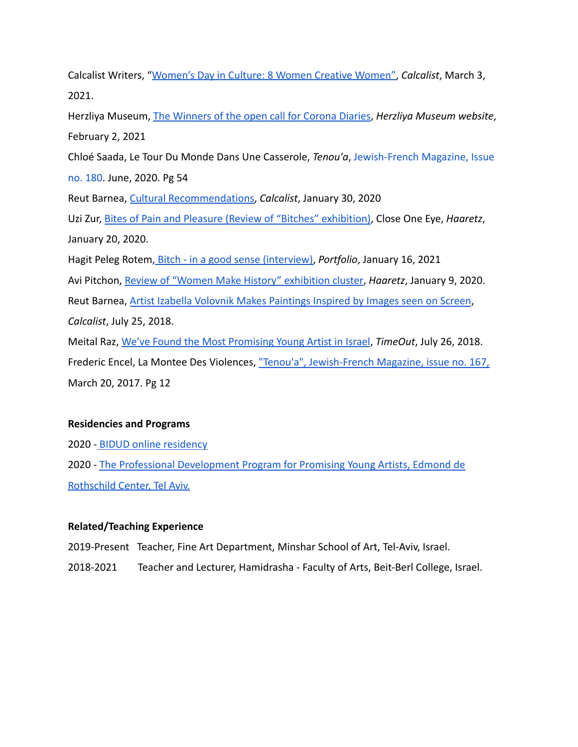Calcalist Writers, "Women's Day in Culture: 8 Women Creative Women", *Calcalist*, March 3, 2021.

Herzliya Museum, The Winners of the open call for Corona Diaries, *Herzliya Museum website*, February 2, 2021

Chloé Saada, Le Tour Du Monde Dans Une Casserole, *Tenou'a*, Jewish-French Magazine, Issue no. 180. June, 2020. Pg 54

Reut Barnea, Cultural Recommendations, *Calcalist*, January 30, 2020

Uzi Zur, Bites of Pain and Pleasure (Review of "Bitches" exhibition), Close One Eye, *Haaretz*, January 20, 2020.

Hagit Peleg Rotem, Bitch - in a good sense (interview), *Portfolio*, January 16, 2021

Avi Pitchon, Review of "Women Make History" exhibition cluster, *Haaretz*, January 9, 2020.

Reut Barnea, Artist Izabella Volovnik Makes Paintings Inspired by Images seen on Screen, *Calcalist*, July 25, 2018.

Meital Raz, We've Found the Most Promising Young Artist in Israel, *TimeOut*, July 26, 2018.

Frederic Encel, La Montee Des Violences, "Tenou'a", Jewish-French Magazine, issue no. 167, March 20, 2017. Pg 12

**Residencies and Programs**

2020 - BIDUD online residency

2020 - The Professional Development Program for Promising Young Artists, Edmond de Rothschild Center, Tel Aviv.

**Related/Teaching Experience**

2019-Present Teacher, Fine Art Department, Minshar School of Art, Tel-Aviv, Israel.

2018-2021 Teacher and Lecturer, Hamidrasha - Faculty of Arts, Beit-Berl College, Israel.